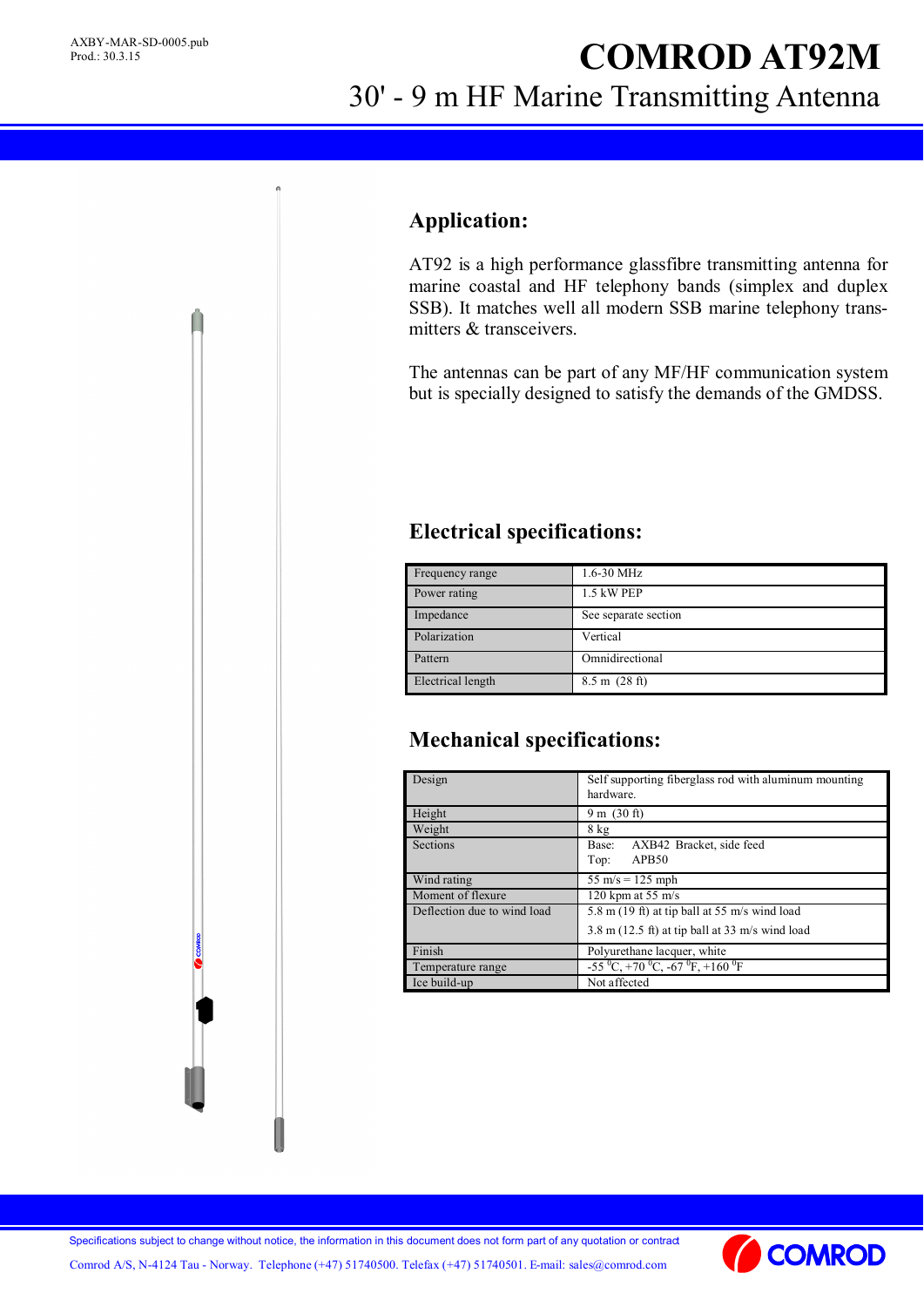AXBY-MAR-SD-0005.pub
Prod.: 30.3.15

# COMROD AT92M

## 30' - 9 m HF Marine Transmitting Antenna

## Application:

AT92 is a high performance glassfibre transmitting antenna for marine coastal and HF telephony bands (simplex and duplex SSB). It matches well all modern SSB marine telephony transmitters & transceivers.

The antennas can be part of any MF/HF communication system but is specially designed to satisfy the demands of the GMDSS.

## Electrical specifications:

| | |
|---|---|
| Frequency range | 1.6-30 MHz |
| Power rating | 1.5 kW PEP |
| Impedance | See separate section |
| Polarization | Vertical |
| Pattern | Omnidirectional |
| Electrical length | 8.5 m (28 ft) |

## Mechanical specifications:

| | |
|---|---|
| Design | Self supporting fiberglass rod with aluminum mounting hardware. |
| Height | 9 m (30 ft) |
| Weight | 8 kg |
| Sections | Base: AXB42 Bracket, side feed<br>Top: APB50 |
| Wind rating | 55 m/s = 125 mph |
| Moment of flexure | 120 kpm at 55 m/s |
| Deflection due to wind load | 5.8 m (19 ft) at tip ball at 55 m/s wind load<br>3.8 m (12.5 ft) at tip ball at 33 m/s wind load |
| Finish | Polyurethane lacquer, white |
| Temperature range | -55 $^0$C, +70 $^0$C, -67 $^0$F, +160 $^0$F |
| Ice build-up | Not affected |

Specifications subject to change without notice, the information in this document does not form part of any quotation or contract

Comrod A/S, N-4124 Tau - Norway. Telephone (+47) 51740500. Telefax (+47) 51740501. E-mail: sales@comrod.com

COMROD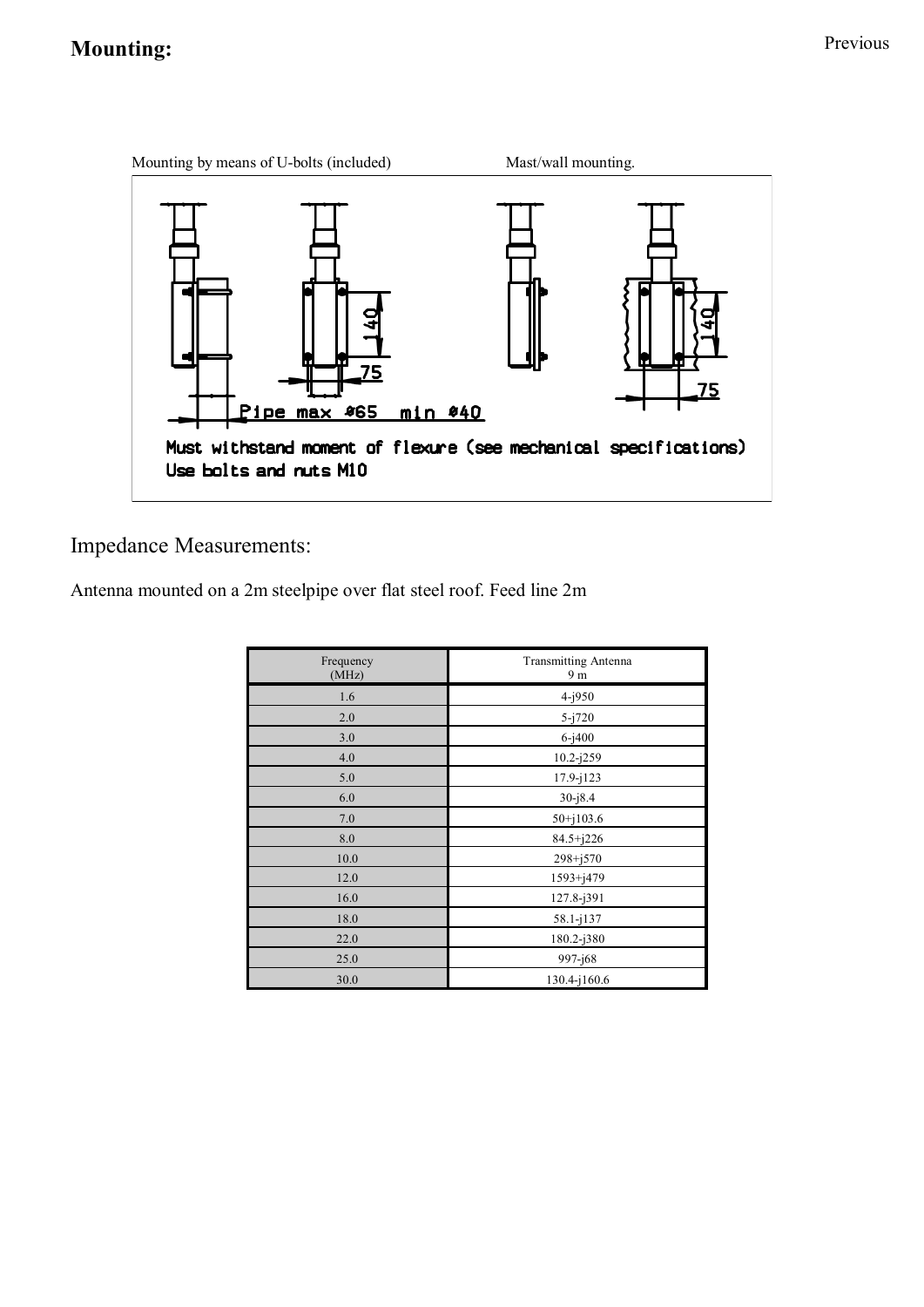## Mounting:

Previous

Mounting by means of U-bolts (included)

Mast/wall mounting.

140

75

Pipe max Ø65 min Ø40

140

75

Must withstand moment of flexure (see mechanical specifications)
Use bolts and nuts M10

## Impedance Measurements:

Antenna mounted on a 2m steelpipe over flat steel roof. Feed line 2m

| Frequency (MHz) | Transmitting Antenna 9 m |
|---|---|
| 1.6 | 4-j950 |
| 2.0 | 5-j720 |
| 3.0 | 6-j400 |
| 4.0 | 10.2-j259 |
| 5.0 | 17.9-j123 |
| 6.0 | 30-j8.4 |
| 7.0 | 50+j103.6 |
| 8.0 | 84.5+j226 |
| 10.0 | 298+j570 |
| 12.0 | 1593+j479 |
| 16.0 | 127.8-j391 |
| 18.0 | 58.1-j137 |
| 22.0 | 180.2-j380 |
| 25.0 | 997-j68 |
| 30.0 | 130.4-j160.6 |